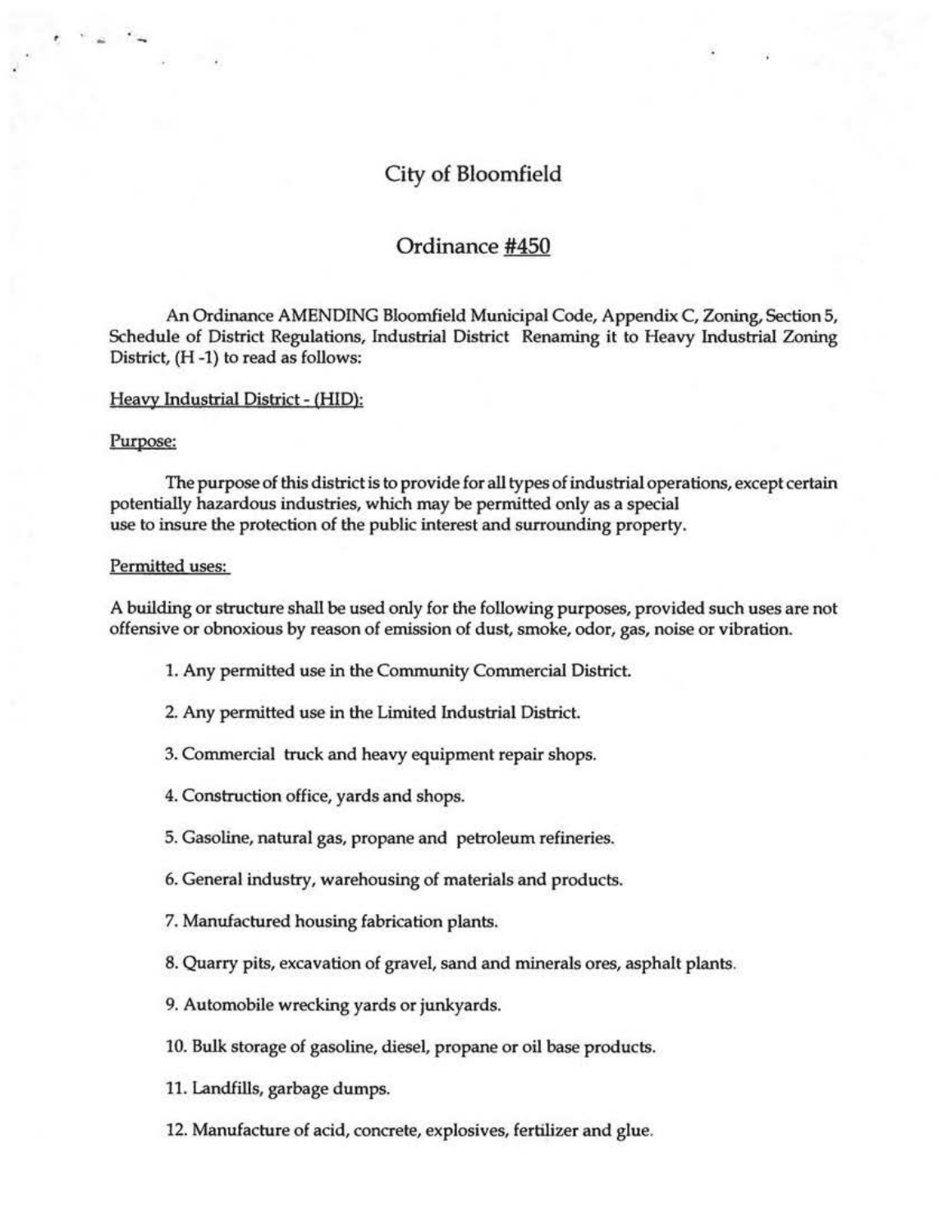# City of Bloomfield

## Ordinance #450

An Ordinance AMENDING Bloomfield Municipal Code, Appendix C, Zoning, Section 5, Schedule of District Regulations, Industrial District Renaming it to Heavy Industrial Zoning District, (H -1) to read as follows:

Heavy Industrial District - (HID):

Purpose:

The purpose of this district is to provide for all types of industrial operations, except certain potentially hazardous industries, which may be permitted only as a special use to insure the protection of the public interest and surrounding property.

Permitted uses:

A building or structure shall be used only for the following purposes, provided such uses are not offensive or obnoxious by reason of emission of dust, smoke, odor, gas, noise or vibration.

1. Any permitted use in the Community Commercial District.

2. Any permitted use in the Limited Industrial District.

3. Commercial truck and heavy equipment repair shops.

4. Construction office, yards and shops.

5. Gasoline, natural gas, propane and petroleum refineries.

6. General industry, warehousing of materials and products.

7. Manufactured housing fabrication plants.

8. Quarry pits, excavation of gravel, sand and minerals ores, asphalt plants.

9. Automobile wrecking yards or junkyards.

10. Bulk storage of gasoline, diesel, propane or oil base products.

11. Landfills, garbage dumps.

12. Manufacture of acid, concrete, explosives, fertilizer and glue.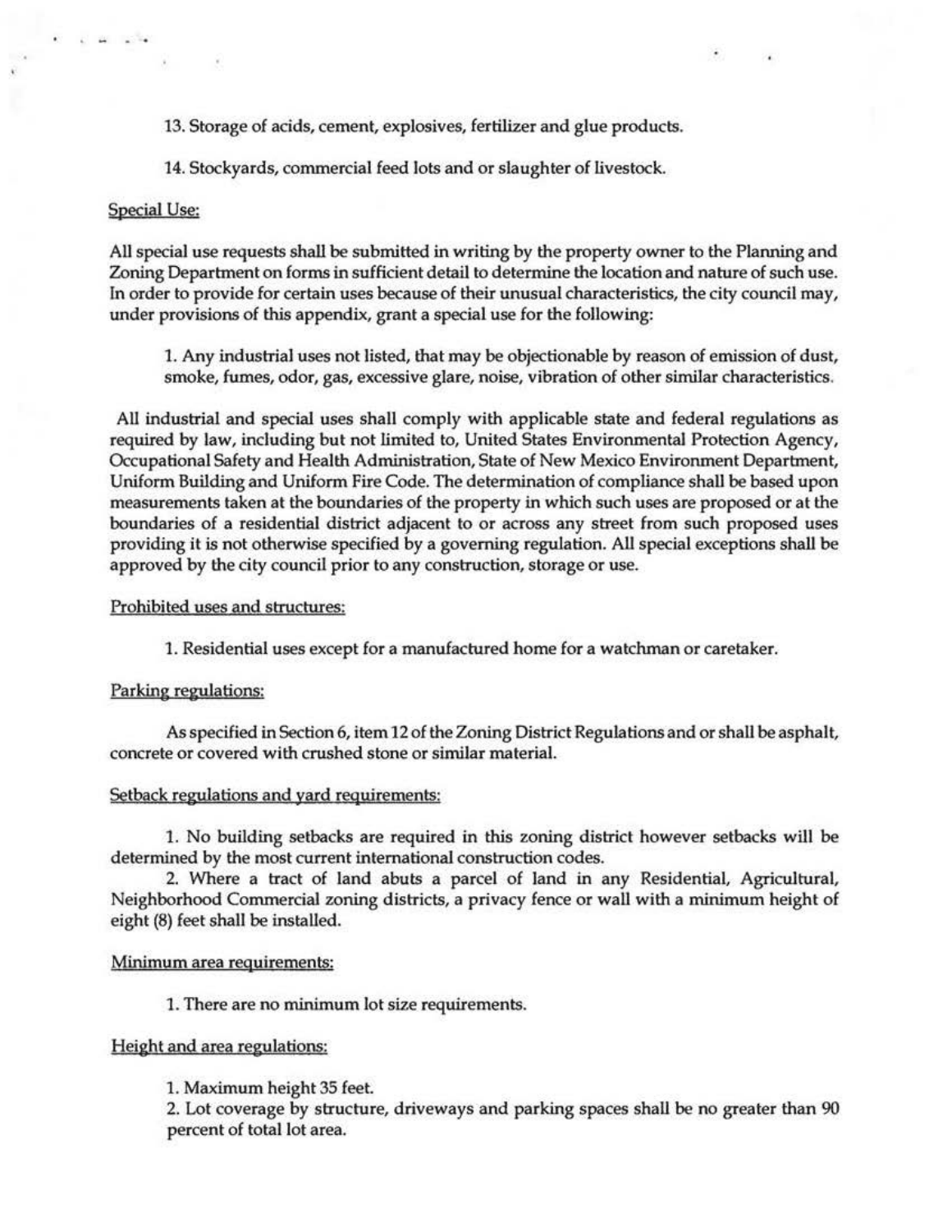13. Storage of acids, cement, explosives, fertilizer and glue products.

14. Stockyards, commercial feed lots and or slaughter of livestock.

Special Use:

All special use requests shall be submitted in writing by the property owner to the Planning and Zoning Department on forms in sufficient detail to determine the location and nature of such use. In order to provide for certain uses because of their unusual characteristics, the city council may, under provisions of this appendix, grant a special use for the following:

1. Any industrial uses not listed, that may be objectionable by reason of emission of dust, smoke, fumes, odor, gas, excessive glare, noise, vibration of other similar characteristics.

All industrial and special uses shall comply with applicable state and federal regulations as required by law, including but not limited to, United States Environmental Protection Agency, Occupational Safety and Health Administration, State of New Mexico Environment Department, Uniform Building and Uniform Fire Code. The determination of compliance shall be based upon measurements taken at the boundaries of the property in which such uses are proposed or at the boundaries of a residential district adjacent to or across any street from such proposed uses providing it is not otherwise specified by a governing regulation. All special exceptions shall be approved by the city council prior to any construction, storage or use.

Prohibited uses and structures:

1. Residential uses except for a manufactured home for a watchman or caretaker.

Parking regulations:

As specified in Section 6, item 12 of the Zoning District Regulations and or shall be asphalt, concrete or covered with crushed stone or similar material.

Setback regulations and yard requirements:

1. No building setbacks are required in this zoning district however setbacks will be determined by the most current international construction codes.

2. Where a tract of land abuts a parcel of land in any Residential, Agricultural, Neighborhood Commercial zoning districts, a privacy fence or wall with a minimum height of eight (8) feet shall be installed.

Minimum area requirements:

1. There are no minimum lot size requirements.

Height and area regulations:

1. Maximum height 35 feet.

2. Lot coverage by structure, driveways and parking spaces shall be no greater than 90 percent of total lot area.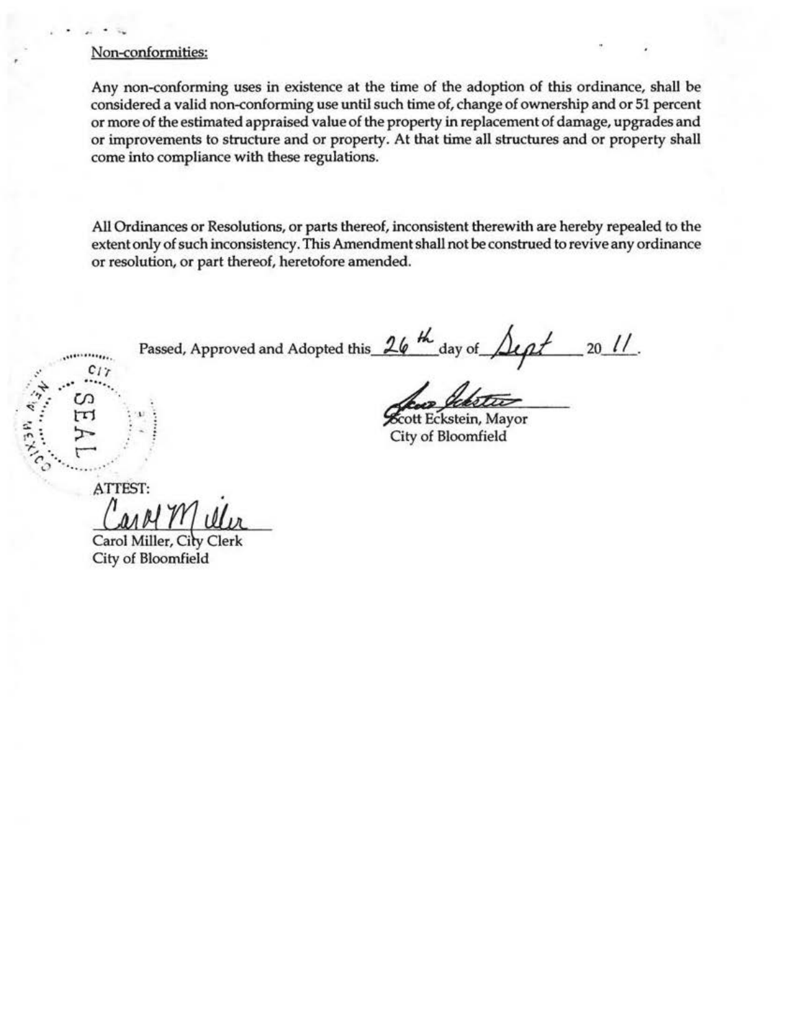Non-conformities:

Any non-conforming uses in existence at the time of the adoption of this ordinance, shall be considered a valid non-conforming use until such time of, change of ownership and or 51 percent or more of the estimated appraised value of the property in replacement of damage, upgrades and or improvements to structure and or property. At that time all structures and or property shall come into compliance with these regulations.

All Ordinances or Resolutions, or parts thereof, inconsistent therewith are hereby repealed to the extent only of such inconsistency. This Amendment shall not be construed to revive any ordinance or resolution, or part thereof, heretofore amended.

Passed, Approved and Adopted this 26th day of Sept 20 11.

CITY SEAL NEW MEXICO

Scott Eckstein, Mayor
City of Bloomfield

ATTEST:

Carol Miller, City Clerk
City of Bloomfield